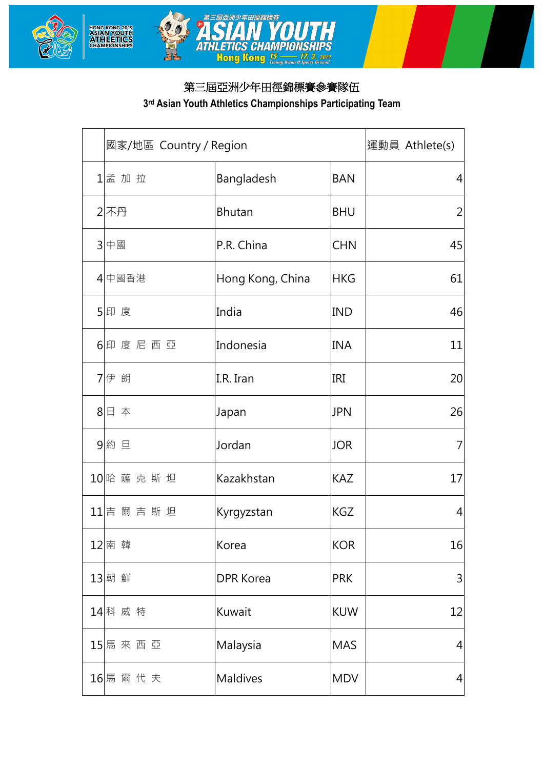# 第三屆亞洲少年田徑錦標賽參賽隊伍

## 3rd Asian Youth Athletics Championships Participating Team

| | 國家/地區 Country / Region | | | 運動員 Athlete(s) |
|---|---|---|---|---|
| 1 | 孟 加 拉 | Bangladesh | BAN | 4 |
| 2 | 不丹 | Bhutan | BHU | 2 |
| 3 | 中國 | P.R. China | CHN | 45 |
| 4 | 中國香港 | Hong Kong, China | HKG | 61 |
| 5 | 印 度 | India | IND | 46 |
| 6 | 印 度 尼 西 亞 | Indonesia | INA | 11 |
| 7 | 伊 朗 | I.R. Iran | IRI | 20 |
| 8 | 日 本 | Japan | JPN | 26 |
| 9 | 約 旦 | Jordan | JOR | 7 |
| 10 | 哈 薩 克 斯 坦 | Kazakhstan | KAZ | 17 |
| 11 | 吉 爾 吉 斯 坦 | Kyrgyzstan | KGZ | 4 |
| 12 | 南 韓 | Korea | KOR | 16 |
| 13 | 朝 鮮 | DPR Korea | PRK | 3 |
| 14 | 科 威 特 | Kuwait | KUW | 12 |
| 15 | 馬 來 西 亞 | Malaysia | MAS | 4 |
| 16 | 馬 爾 代 夫 | Maldives | MDV | 4 |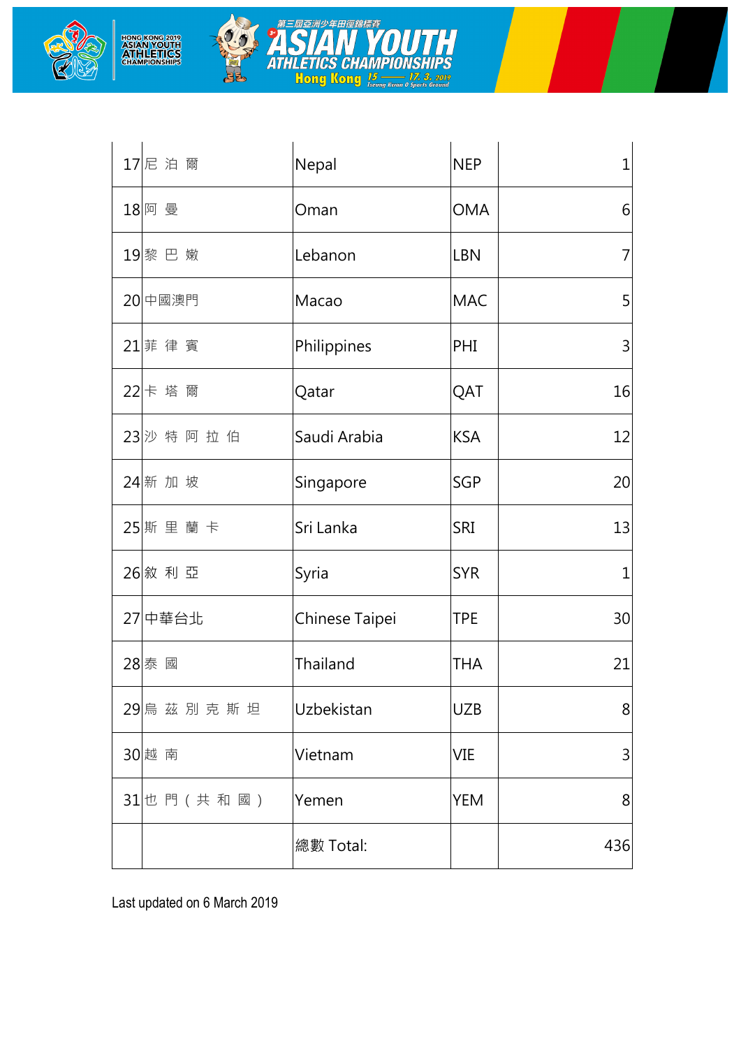| | | | | |
|---|---|---|---|---|
| 17 | 尼 泊 爾 | Nepal | NEP | 1 |
| 18 | 阿 曼 | Oman | OMA | 6 |
| 19 | 黎 巴 嫩 | Lebanon | LBN | 7 |
| 20 | 中國澳門 | Macao | MAC | 5 |
| 21 | 菲 律 賓 | Philippines | PHI | 3 |
| 22 | 卡 塔 爾 | Qatar | QAT | 16 |
| 23 | 沙 特 阿 拉 伯 | Saudi Arabia | KSA | 12 |
| 24 | 新 加 坡 | Singapore | SGP | 20 |
| 25 | 斯 里 蘭 卡 | Sri Lanka | SRI | 13 |
| 26 | 敘 利 亞 | Syria | SYR | 1 |
| 27 | 中華台北 | Chinese Taipei | TPE | 30 |
| 28 | 泰 國 | Thailand | THA | 21 |
| 29 | 烏 茲 別 克 斯 坦 | Uzbekistan | UZB | 8 |
| 30 | 越 南 | Vietnam | VIE | 3 |
| 31 | 也 門 ( 共 和 國 ) | Yemen | YEM | 8 |
| | | 總數 Total: | | 436 |

Last updated on 6 March 2019